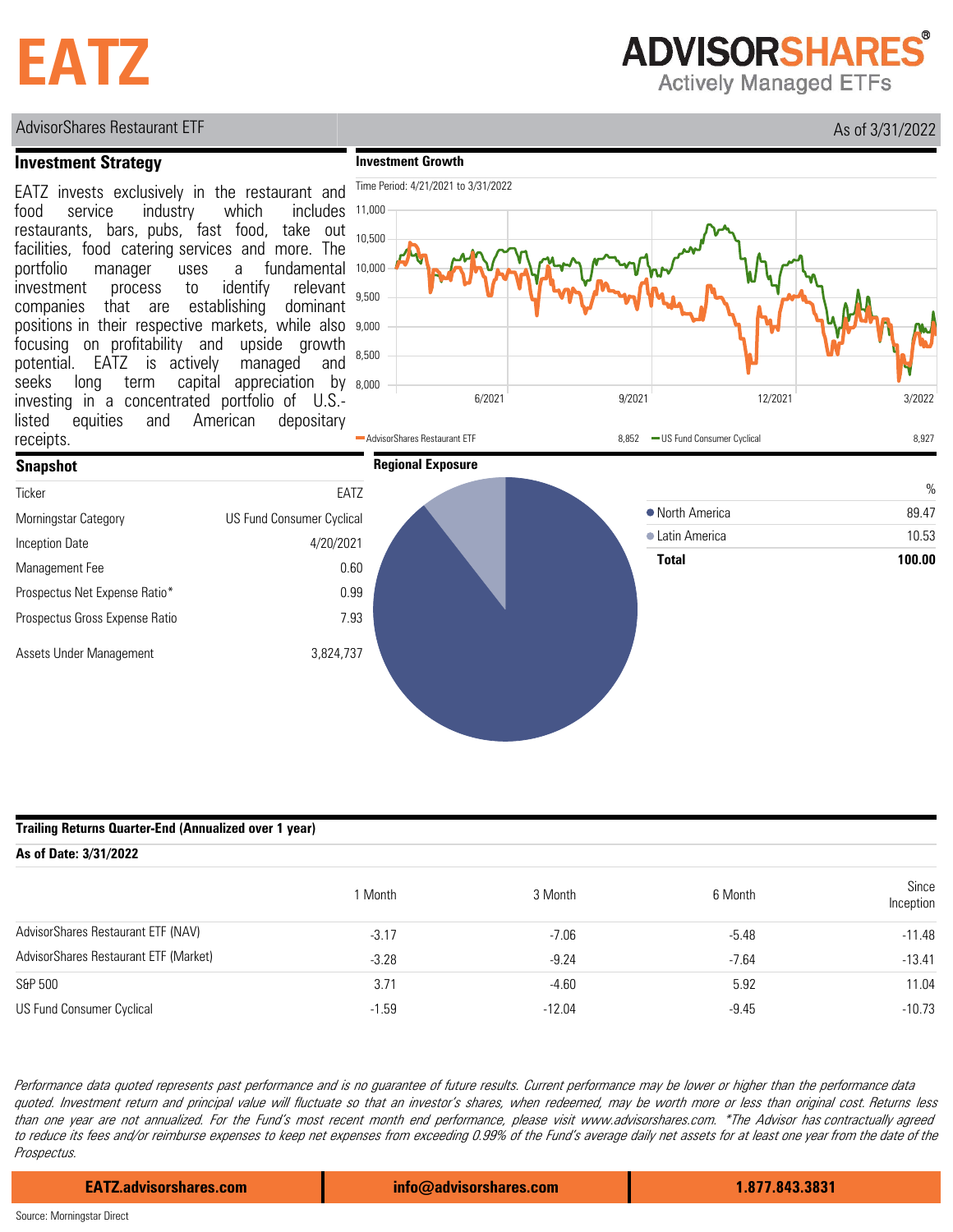# EATZ

**ADVISORSHARES**
Actively Managed ETFs

AdvisorShares Restaurant ETF — As of 3/31/2022

## Investment Strategy

EATZ invests exclusively in the restaurant and food service industry which includes restaurants, bars, pubs, fast food, take out facilities, food catering services and more. The portfolio manager uses a fundamental investment process to identify relevant companies that are establishing dominant positions in their respective markets, while also focusing on profitability and upside growth potential. EATZ is actively managed and seeks long term capital appreciation by investing in a concentrated portfolio of U.S.-listed equities and American depositary receipts.

## Investment Growth

Time Period: 4/21/2021 to 3/31/2022

| Series | Value |
|---|---|
| AdvisorShares Restaurant ETF | 8,852 |
| US Fund Consumer Cyclical | 8,927 |

## Snapshot

| | |
|---|---|
| Ticker | EATZ |
| Morningstar Category | US Fund Consumer Cyclical |
| Inception Date | 4/20/2021 |
| Management Fee | 0.60 |
| Prospectus Net Expense Ratio* | 0.99 |
| Prospectus Gross Expense Ratio | 7.93 |
| Assets Under Management | 3,824,737 |

## Regional Exposure

| | % |
|---|---|
| North America | 89.47 |
| Latin America | 10.53 |
| **Total** | **100.00** |

## Trailing Returns Quarter-End (Annualized over 1 year)

**As of Date: 3/31/2022**

| | 1 Month | 3 Month | 6 Month | Since Inception |
|---|---|---|---|---|
| AdvisorShares Restaurant ETF (NAV) | -3.17 | -7.06 | -5.48 | -11.48 |
| AdvisorShares Restaurant ETF (Market) | -3.28 | -9.24 | -7.64 | -13.41 |
| S&P 500 | 3.71 | -4.60 | 5.92 | 11.04 |
| US Fund Consumer Cyclical | -1.59 | -12.04 | -9.45 | -10.73 |

*Performance data quoted represents past performance and is no guarantee of future results. Current performance may be lower or higher than the performance data quoted. Investment return and principal value will fluctuate so that an investor's shares, when redeemed, may be worth more or less than original cost. Returns less than one year are not annualized. For the Fund's most recent month end performance, please visit www.advisorshares.com. \*The Advisor has contractually agreed to reduce its fees and/or reimburse expenses to keep net expenses from exceeding 0.99% of the Fund's average daily net assets for at least one year from the date of the Prospectus.*

EATZ.advisorshares.com | info@advisorshares.com | 1.877.843.3831

Source: Morningstar Direct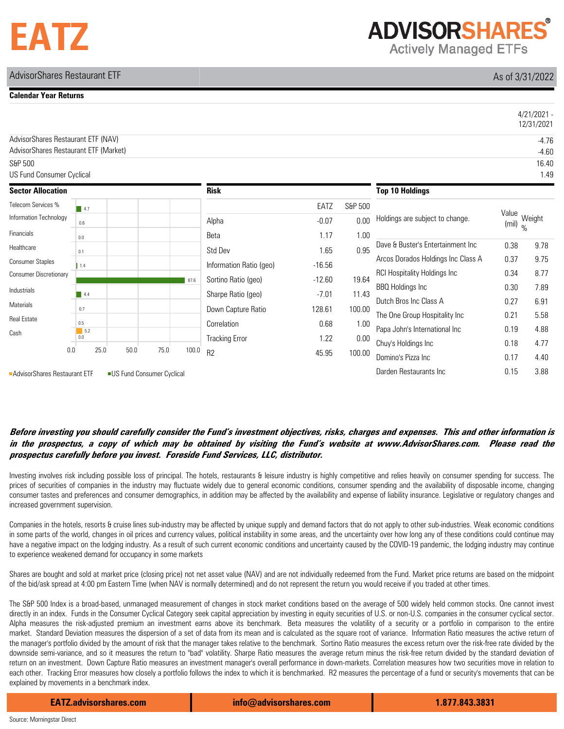# EATZ

**ADVISORSHARES®**
Actively Managed ETFs

AdvisorShares Restaurant ETF

As of 3/31/2022

**Calendar Year Returns**

| | 4/21/2021 - 12/31/2021 |
|---|---|
| AdvisorShares Restaurant ETF (NAV) | -4.76 |
| AdvisorShares Restaurant ETF (Market) | -4.60 |
| S&P 500 | 16.40 |
| US Fund Consumer Cyclical | 1.49 |

**Sector Allocation**

Telecom Services % 4.7
Information Technology 0.6
Financials 0.0
Healthcare 0.1
Consumer Staples 1.4
Consumer Discretionary 87.6
Industrials 4.4
Materials 0.7
Real Estate 0.5
Cash 5.2 0.0

0.0 25.0 50.0 75.0 100.0

AdvisorShares Restaurant ETF   US Fund Consumer Cyclical

**Risk**

| | EATZ | S&P 500 |
|---|---|---|
| Alpha | -0.07 | 0.00 |
| Beta | 1.17 | 1.00 |
| Std Dev | 1.65 | 0.95 |
| Information Ratio (geo) | -16.56 | |
| Sortino Ratio (geo) | -12.60 | 19.64 |
| Sharpe Ratio (geo) | -7.01 | 11.43 |
| Down Capture Ratio | 128.61 | 100.00 |
| Correlation | 0.68 | 1.00 |
| Tracking Error | 1.22 | 0.00 |
| R2 | 45.95 | 100.00 |

**Top 10 Holdings**

| Holdings are subject to change. | Value (mil) | Weight % |
|---|---|---|
| Dave & Buster's Entertainment Inc | 0.38 | 9.78 |
| Arcos Dorados Holdings Inc Class A | 0.37 | 9.75 |
| RCI Hospitality Holdings Inc | 0.34 | 8.77 |
| BBQ Holdings Inc | 0.30 | 7.89 |
| Dutch Bros Inc Class A | 0.27 | 6.91 |
| The One Group Hospitality Inc | 0.21 | 5.58 |
| Papa John's International Inc | 0.19 | 4.88 |
| Chuy's Holdings Inc | 0.18 | 4.77 |
| Domino's Pizza Inc | 0.17 | 4.40 |
| Darden Restaurants Inc | 0.15 | 3.88 |

***Before investing you should carefully consider the Fund's investment objectives, risks, charges and expenses. This and other information is in the prospectus, a copy of which may be obtained by visiting the Fund's website at www.AdvisorShares.com. Please read the prospectus carefully before you invest. Foreside Fund Services, LLC, distributor.***

Investing involves risk including possible loss of principal. The hotels, restaurants & leisure industry is highly competitive and relies heavily on consumer spending for success. The prices of securities of companies in the industry may fluctuate widely due to general economic conditions, consumer spending and the availability of disposable income, changing consumer tastes and preferences and consumer demographics, in addition may be affected by the availability and expense of liability insurance. Legislative or regulatory changes and increased government supervision.

Companies in the hotels, resorts & cruise lines sub-industry may be affected by unique supply and demand factors that do not apply to other sub-industries. Weak economic conditions in some parts of the world, changes in oil prices and currency values, political instability in some areas, and the uncertainty over how long any of these conditions could continue may have a negative impact on the lodging industry. As a result of such current economic conditions and uncertainty caused by the COVID-19 pandemic, the lodging industry may continue to experience weakened demand for occupancy in some markets

Shares are bought and sold at market price (closing price) not net asset value (NAV) and are not individually redeemed from the Fund. Market price returns are based on the midpoint of the bid/ask spread at 4:00 pm Eastern Time (when NAV is normally determined) and do not represent the return you would receive if you traded at other times.

The S&P 500 Index is a broad-based, unmanaged measurement of changes in stock market conditions based on the average of 500 widely held common stocks. One cannot invest directly in an index. Funds in the Consumer Cyclical Category seek capital appreciation by investing in equity securities of U.S. or non-U.S. companies in the consumer cyclical sector. Alpha measures the risk-adjusted premium an investment earns above its benchmark. Beta measures the volatility of a security or a portfolio in comparison to the entire market. Standard Deviation measures the dispersion of a set of data from its mean and is calculated as the square root of variance. Information Ratio measures the active return of the manager's portfolio divided by the amount of risk that the manager takes relative to the benchmark. Sortino Ratio measures the excess return over the risk-free rate divided by the downside semi-variance, and so it measures the return to "bad" volatility. Sharpe Ratio measures the average return minus the risk-free return divided by the standard deviation of return on an investment. Down Capture Ratio measures an investment manager's overall performance in down-markets. Correlation measures how two securities move in relation to each other. Tracking Error measures how closely a portfolio follows the index to which it is benchmarked. R2 measures the percentage of a fund or security's movements that can be explained by movements in a benchmark index.

**EATZ.advisorshares.com** | **info@advisorshares.com** | **1.877.843.3831**

Source: Morningstar Direct